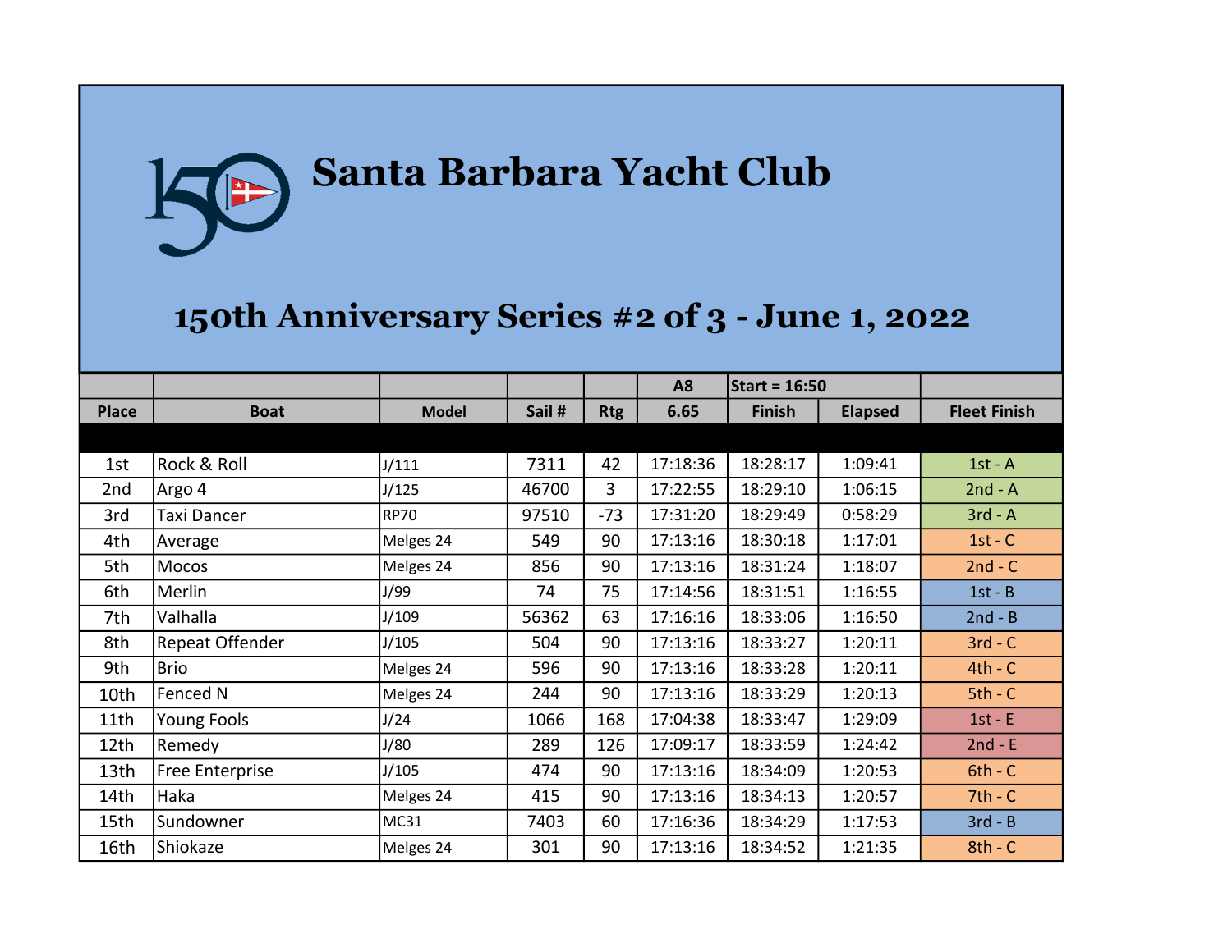# Santa Barbara Yacht Club

## 150th Anniversary Series #2 of 3 - June 1, 2022

| | | | | | A8 | Start = 16:50 | | |
|---|---|---|---|---|---|---|---|---|
| **Place** | **Boat** | **Model** | **Sail #** | **Rtg** | **6.65** | **Finish** | **Elapsed** | **Fleet Finish** |
| 1st | Rock & Roll | J/111 | 7311 | 42 | 17:18:36 | 18:28:17 | 1:09:41 | 1st - A |
| 2nd | Argo 4 | J/125 | 46700 | 3 | 17:22:55 | 18:29:10 | 1:06:15 | 2nd - A |
| 3rd | Taxi Dancer | RP70 | 97510 | -73 | 17:31:20 | 18:29:49 | 0:58:29 | 3rd - A |
| 4th | Average | Melges 24 | 549 | 90 | 17:13:16 | 18:30:18 | 1:17:01 | 1st - C |
| 5th | Mocos | Melges 24 | 856 | 90 | 17:13:16 | 18:31:24 | 1:18:07 | 2nd - C |
| 6th | Merlin | J/99 | 74 | 75 | 17:14:56 | 18:31:51 | 1:16:55 | 1st - B |
| 7th | Valhalla | J/109 | 56362 | 63 | 17:16:16 | 18:33:06 | 1:16:50 | 2nd - B |
| 8th | Repeat Offender | J/105 | 504 | 90 | 17:13:16 | 18:33:27 | 1:20:11 | 3rd - C |
| 9th | Brio | Melges 24 | 596 | 90 | 17:13:16 | 18:33:28 | 1:20:11 | 4th - C |
| 10th | Fenced N | Melges 24 | 244 | 90 | 17:13:16 | 18:33:29 | 1:20:13 | 5th - C |
| 11th | Young Fools | J/24 | 1066 | 168 | 17:04:38 | 18:33:47 | 1:29:09 | 1st - E |
| 12th | Remedy | J/80 | 289 | 126 | 17:09:17 | 18:33:59 | 1:24:42 | 2nd - E |
| 13th | Free Enterprise | J/105 | 474 | 90 | 17:13:16 | 18:34:09 | 1:20:53 | 6th - C |
| 14th | Haka | Melges 24 | 415 | 90 | 17:13:16 | 18:34:13 | 1:20:57 | 7th - C |
| 15th | Sundowner | MC31 | 7403 | 60 | 17:16:36 | 18:34:29 | 1:17:53 | 3rd - B |
| 16th | Shiokaze | Melges 24 | 301 | 90 | 17:13:16 | 18:34:52 | 1:21:35 | 8th - C |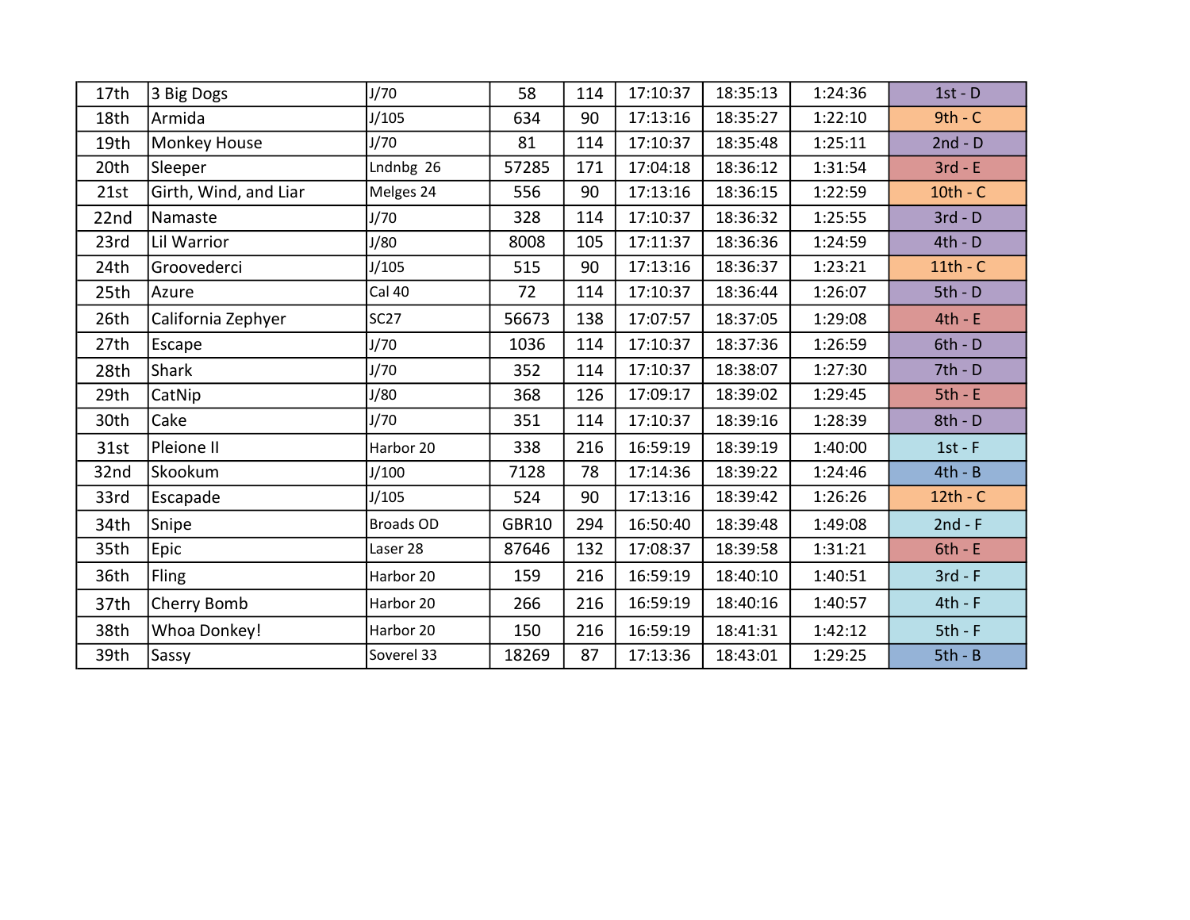| | | | | | | | | |
|---|---|---|---|---|---|---|---|---|
| 17th | 3 Big Dogs | J/70 | 58 | 114 | 17:10:37 | 18:35:13 | 1:24:36 | 1st - D |
| 18th | Armida | J/105 | 634 | 90 | 17:13:16 | 18:35:27 | 1:22:10 | 9th - C |
| 19th | Monkey House | J/70 | 81 | 114 | 17:10:37 | 18:35:48 | 1:25:11 | 2nd - D |
| 20th | Sleeper | Lndnbg 26 | 57285 | 171 | 17:04:18 | 18:36:12 | 1:31:54 | 3rd - E |
| 21st | Girth, Wind, and Liar | Melges 24 | 556 | 90 | 17:13:16 | 18:36:15 | 1:22:59 | 10th - C |
| 22nd | Namaste | J/70 | 328 | 114 | 17:10:37 | 18:36:32 | 1:25:55 | 3rd - D |
| 23rd | Lil Warrior | J/80 | 8008 | 105 | 17:11:37 | 18:36:36 | 1:24:59 | 4th - D |
| 24th | Groovederci | J/105 | 515 | 90 | 17:13:16 | 18:36:37 | 1:23:21 | 11th - C |
| 25th | Azure | Cal 40 | 72 | 114 | 17:10:37 | 18:36:44 | 1:26:07 | 5th - D |
| 26th | California Zephyer | SC27 | 56673 | 138 | 17:07:57 | 18:37:05 | 1:29:08 | 4th - E |
| 27th | Escape | J/70 | 1036 | 114 | 17:10:37 | 18:37:36 | 1:26:59 | 6th - D |
| 28th | Shark | J/70 | 352 | 114 | 17:10:37 | 18:38:07 | 1:27:30 | 7th - D |
| 29th | CatNip | J/80 | 368 | 126 | 17:09:17 | 18:39:02 | 1:29:45 | 5th - E |
| 30th | Cake | J/70 | 351 | 114 | 17:10:37 | 18:39:16 | 1:28:39 | 8th - D |
| 31st | Pleione II | Harbor 20 | 338 | 216 | 16:59:19 | 18:39:19 | 1:40:00 | 1st - F |
| 32nd | Skookum | J/100 | 7128 | 78 | 17:14:36 | 18:39:22 | 1:24:46 | 4th - B |
| 33rd | Escapade | J/105 | 524 | 90 | 17:13:16 | 18:39:42 | 1:26:26 | 12th - C |
| 34th | Snipe | Broads OD | GBR10 | 294 | 16:50:40 | 18:39:48 | 1:49:08 | 2nd - F |
| 35th | Epic | Laser 28 | 87646 | 132 | 17:08:37 | 18:39:58 | 1:31:21 | 6th - E |
| 36th | Fling | Harbor 20 | 159 | 216 | 16:59:19 | 18:40:10 | 1:40:51 | 3rd - F |
| 37th | Cherry Bomb | Harbor 20 | 266 | 216 | 16:59:19 | 18:40:16 | 1:40:57 | 4th - F |
| 38th | Whoa Donkey! | Harbor 20 | 150 | 216 | 16:59:19 | 18:41:31 | 1:42:12 | 5th - F |
| 39th | Sassy | Soverel 33 | 18269 | 87 | 17:13:36 | 18:43:01 | 1:29:25 | 5th - B |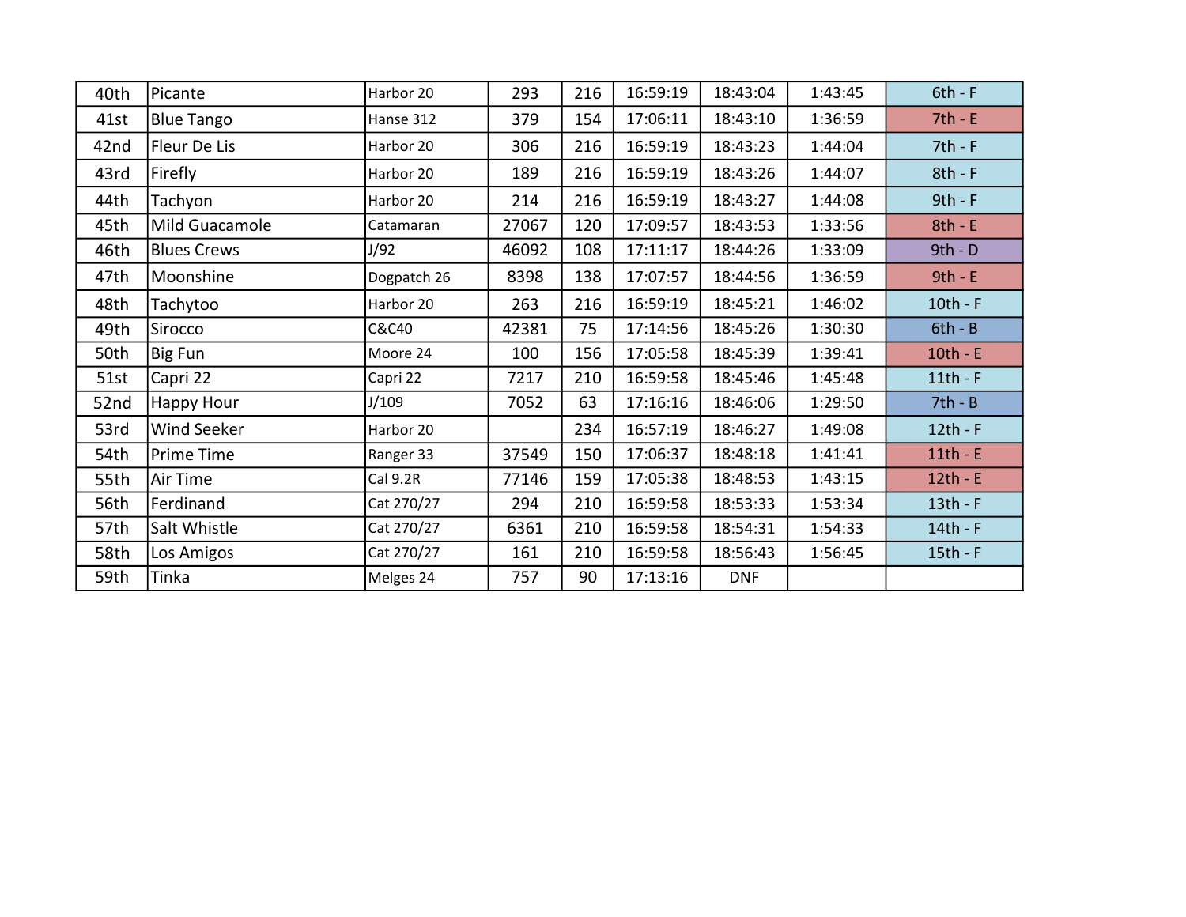| | | | | | | | | |
|---|---|---|---|---|---|---|---|---|
| 40th | Picante | Harbor 20 | 293 | 216 | 16:59:19 | 18:43:04 | 1:43:45 | 6th - F |
| 41st | Blue Tango | Hanse 312 | 379 | 154 | 17:06:11 | 18:43:10 | 1:36:59 | 7th - E |
| 42nd | Fleur De Lis | Harbor 20 | 306 | 216 | 16:59:19 | 18:43:23 | 1:44:04 | 7th - F |
| 43rd | Firefly | Harbor 20 | 189 | 216 | 16:59:19 | 18:43:26 | 1:44:07 | 8th - F |
| 44th | Tachyon | Harbor 20 | 214 | 216 | 16:59:19 | 18:43:27 | 1:44:08 | 9th - F |
| 45th | Mild Guacamole | Catamaran | 27067 | 120 | 17:09:57 | 18:43:53 | 1:33:56 | 8th - E |
| 46th | Blues Crews | J/92 | 46092 | 108 | 17:11:17 | 18:44:26 | 1:33:09 | 9th - D |
| 47th | Moonshine | Dogpatch 26 | 8398 | 138 | 17:07:57 | 18:44:56 | 1:36:59 | 9th - E |
| 48th | Tachytoo | Harbor 20 | 263 | 216 | 16:59:19 | 18:45:21 | 1:46:02 | 10th - F |
| 49th | Sirocco | C&C40 | 42381 | 75 | 17:14:56 | 18:45:26 | 1:30:30 | 6th - B |
| 50th | Big Fun | Moore 24 | 100 | 156 | 17:05:58 | 18:45:39 | 1:39:41 | 10th - E |
| 51st | Capri 22 | Capri 22 | 7217 | 210 | 16:59:58 | 18:45:46 | 1:45:48 | 11th - F |
| 52nd | Happy Hour | J/109 | 7052 | 63 | 17:16:16 | 18:46:06 | 1:29:50 | 7th - B |
| 53rd | Wind Seeker | Harbor 20 | | 234 | 16:57:19 | 18:46:27 | 1:49:08 | 12th - F |
| 54th | Prime Time | Ranger 33 | 37549 | 150 | 17:06:37 | 18:48:18 | 1:41:41 | 11th - E |
| 55th | Air Time | Cal 9.2R | 77146 | 159 | 17:05:38 | 18:48:53 | 1:43:15 | 12th - E |
| 56th | Ferdinand | Cat 270/27 | 294 | 210 | 16:59:58 | 18:53:33 | 1:53:34 | 13th - F |
| 57th | Salt Whistle | Cat 270/27 | 6361 | 210 | 16:59:58 | 18:54:31 | 1:54:33 | 14th - F |
| 58th | Los Amigos | Cat 270/27 | 161 | 210 | 16:59:58 | 18:56:43 | 1:56:45 | 15th - F |
| 59th | Tinka | Melges 24 | 757 | 90 | 17:13:16 | DNF | | |